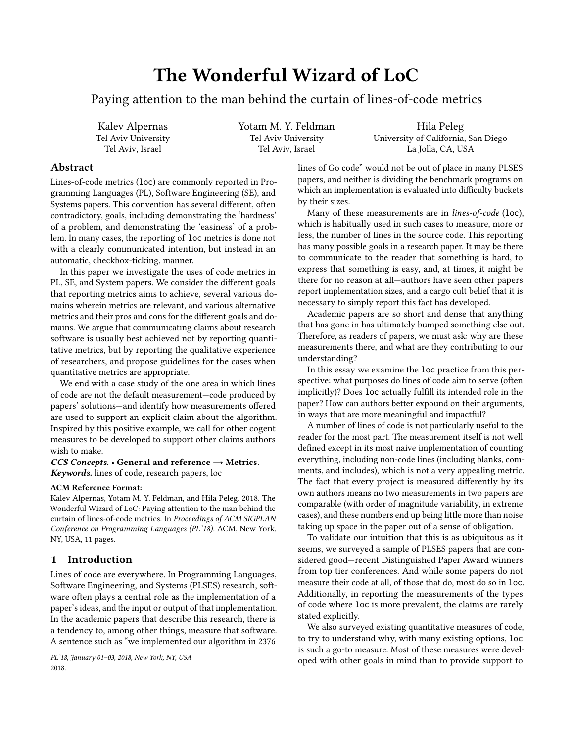# The Wonderful Wizard of LoC

## Paying attention to the man behind the curtain of lines-of-code metrics

Kalev Alpernas
Tel Aviv University
Tel Aviv, Israel

Yotam M. Y. Feldman
Tel Aviv University
Tel Aviv, Israel

Hila Peleg
University of California, San Diego
La Jolla, CA, USA

## Abstract

Lines-of-code metrics (`loc`) are commonly reported in Programming Languages (PL), Software Engineering (SE), and Systems papers. This convention has several different, often contradictory, goals, including demonstrating the 'hardness' of a problem, and demonstrating the 'easiness' of a problem. In many cases, the reporting of `loc` metrics is done not with a clearly communicated intention, but instead in an automatic, checkbox-ticking, manner.

In this paper we investigate the uses of code metrics in PL, SE, and System papers. We consider the different goals that reporting metrics aims to achieve, several various domains wherein metrics are relevant, and various alternative metrics and their pros and cons for the different goals and domains. We argue that communicating claims about research software is usually best achieved not by reporting quantitative metrics, but by reporting the qualitative experience of researchers, and propose guidelines for the cases when quantitative metrics are appropriate.

We end with a case study of the one area in which lines of code are not the default measurement—code produced by papers' solutions—and identify how measurements offered are used to support an explicit claim about the algorithm. Inspired by this positive example, we call for other cogent measures to be developed to support other claims authors wish to make.

***CCS Concepts.*** • **General and reference** → **Metrics**.

***Keywords.*** lines of code, research papers, loc

**ACM Reference Format:**
Kalev Alpernas, Yotam M. Y. Feldman, and Hila Peleg. 2018. The Wonderful Wizard of LoC: Paying attention to the man behind the curtain of lines-of-code metrics. In *Proceedings of ACM SIGPLAN Conference on Programming Languages (PL'18)*. ACM, New York, NY, USA, 11 pages.

## 1 Introduction

Lines of code are everywhere. In Programming Languages, Software Engineering, and Systems (PLSES) research, software often plays a central role as the implementation of a paper's ideas, and the input or output of that implementation. In the academic papers that describe this research, there is a tendency to, among other things, measure that software. A sentence such as "we implemented our algorithm in 2376 lines of Go code" would not be out of place in many PLSES papers, and neither is dividing the benchmark programs on which an implementation is evaluated into difficulty buckets by their sizes.

*PL'18, January 01–03, 2018, New York, NY, USA*
2018.

Many of these measurements are in *lines-of-code* (`loc`), which is habitually used in such cases to measure, more or less, the number of lines in the source code. This reporting has many possible goals in a research paper. It may be there to communicate to the reader that something is hard, to express that something is easy, and, at times, it might be there for no reason at all—authors have seen other papers report implementation sizes, and a cargo cult belief that it is necessary to simply report this fact has developed.

Academic papers are so short and dense that anything that has gone in has ultimately bumped something else out. Therefore, as readers of papers, we must ask: why are these measurements there, and what are they contributing to our understanding?

In this essay we examine the `loc` practice from this perspective: what purposes do lines of code aim to serve (often implicitly)? Does `loc` actually fulfill its intended role in the paper? How can authors better expound on their arguments, in ways that are more meaningful and impactful?

A number of lines of code is not particularly useful to the reader for the most part. The measurement itself is not well defined except in its most naive implementation of counting everything, including non-code lines (including blanks, comments, and includes), which is not a very appealing metric. The fact that every project is measured differently by its own authors means no two measurements in two papers are comparable (with order of magnitude variability, in extreme cases), and these numbers end up being little more than noise taking up space in the paper out of a sense of obligation.

To validate our intuition that this is as ubiquitous as it seems, we surveyed a sample of PLSES papers that are considered good—recent Distinguished Paper Award winners from top tier conferences. And while some papers do not measure their code at all, of those that do, most do so in `loc`. Additionally, in reporting the measurements of the types of code where `loc` is more prevalent, the claims are rarely stated explicitly.

We also surveyed existing quantitative measures of code, to try to understand why, with many existing options, `loc` is such a go-to measure. Most of these measures were developed with other goals in mind than to provide support to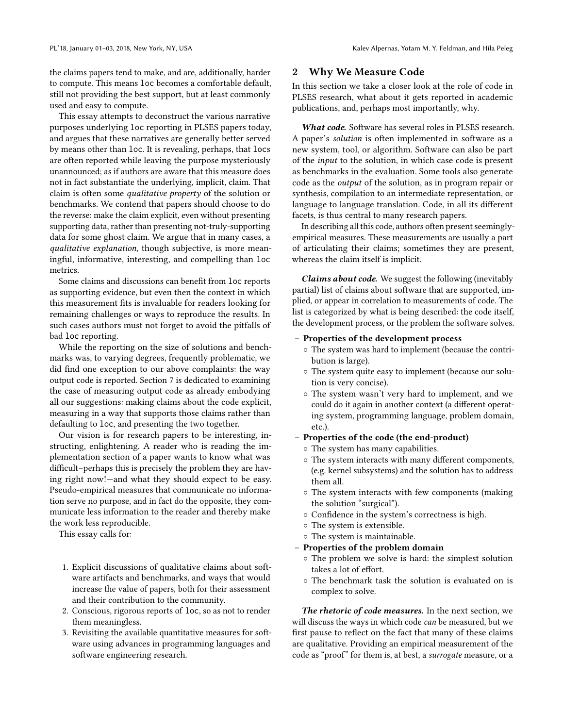the claims papers tend to make, and are, additionally, harder to compute. This means `loc` becomes a comfortable default, still not providing the best support, but at least commonly used and easy to compute.

This essay attempts to deconstruct the various narrative purposes underlying `loc` reporting in PLSES papers today, and argues that these narratives are generally better served by means other than `loc`. It is revealing, perhaps, that `locs` are often reported while leaving the purpose mysteriously unannounced; as if authors are aware that this measure does not in fact substantiate the underlying, implicit, claim. That claim is often some *qualitative property* of the solution or benchmarks. We contend that papers should choose to do the reverse: make the claim explicit, even without presenting supporting data, rather than presenting not-truly-supporting data for some ghost claim. We argue that in many cases, a *qualitative explanation*, though subjective, is more meaningful, informative, interesting, and compelling than `loc` metrics.

Some claims and discussions can benefit from `loc` reports as supporting evidence, but even then the context in which this measurement fits is invaluable for readers looking for remaining challenges or ways to reproduce the results. In such cases authors must not forget to avoid the pitfalls of bad `loc` reporting.

While the reporting on the size of solutions and benchmarks was, to varying degrees, frequently problematic, we did find one exception to our above complaints: the way output code is reported. Section 7 is dedicated to examining the case of measuring output code as already embodying all our suggestions: making claims about the code explicit, measuring in a way that supports those claims rather than defaulting to `loc`, and presenting the two together.

Our vision is for research papers to be interesting, instructing, enlightening. A reader who is reading the implementation section of a paper wants to know what was difficult–perhaps this is precisely the problem they are having right now!—and what they should expect to be easy. Pseudo-empirical measures that communicate no information serve no purpose, and in fact do the opposite, they communicate less information to the reader and thereby make the work less reproducible.

This essay calls for:

1. Explicit discussions of qualitative claims about software artifacts and benchmarks, and ways that would increase the value of papers, both for their assessment and their contribution to the community.
2. Conscious, rigorous reports of `loc`, so as not to render them meaningless.
3. Revisiting the available quantitative measures for software using advances in programming languages and software engineering research.

## 2 Why We Measure Code

In this section we take a closer look at the role of code in PLSES research, what about it gets reported in academic publications, and, perhaps most importantly, why.

***What code.*** Software has several roles in PLSES research. A paper's *solution* is often implemented in software as a new system, tool, or algorithm. Software can also be part of the *input* to the solution, in which case code is present as benchmarks in the evaluation. Some tools also generate code as the *output* of the solution, as in program repair or synthesis, compilation to an intermediate representation, or language to language translation. Code, in all its different facets, is thus central to many research papers.

In describing all this code, authors often present seemingly-empirical measures. These measurements are usually a part of articulating their claims; sometimes they are present, whereas the claim itself is implicit.

***Claims about code.*** We suggest the following (inevitably partial) list of claims about software that are supported, implied, or appear in correlation to measurements of code. The list is categorized by what is being described: the code itself, the development process, or the problem the software solves.

- **Properties of the development process**
  - The system was hard to implement (because the contribution is large).
  - The system quite easy to implement (because our solution is very concise).
  - The system wasn't very hard to implement, and we could do it again in another context (a different operating system, programming language, problem domain, etc.).
- **Properties of the code (the end-product)**
  - The system has many capabilities.
  - The system interacts with many different components, (e.g. kernel subsystems) and the solution has to address them all.
  - The system interacts with few components (making the solution "surgical").
  - Confidence in the system's correctness is high.
  - The system is extensible.
  - The system is maintainable.
- **Properties of the problem domain**
  - The problem we solve is hard: the simplest solution takes a lot of effort.
  - The benchmark task the solution is evaluated on is complex to solve.

***The rhetoric of code measures.*** In the next section, we will discuss the ways in which code *can* be measured, but we first pause to reflect on the fact that many of these claims are qualitative. Providing an empirical measurement of the code as "proof" for them is, at best, a *surrogate* measure, or a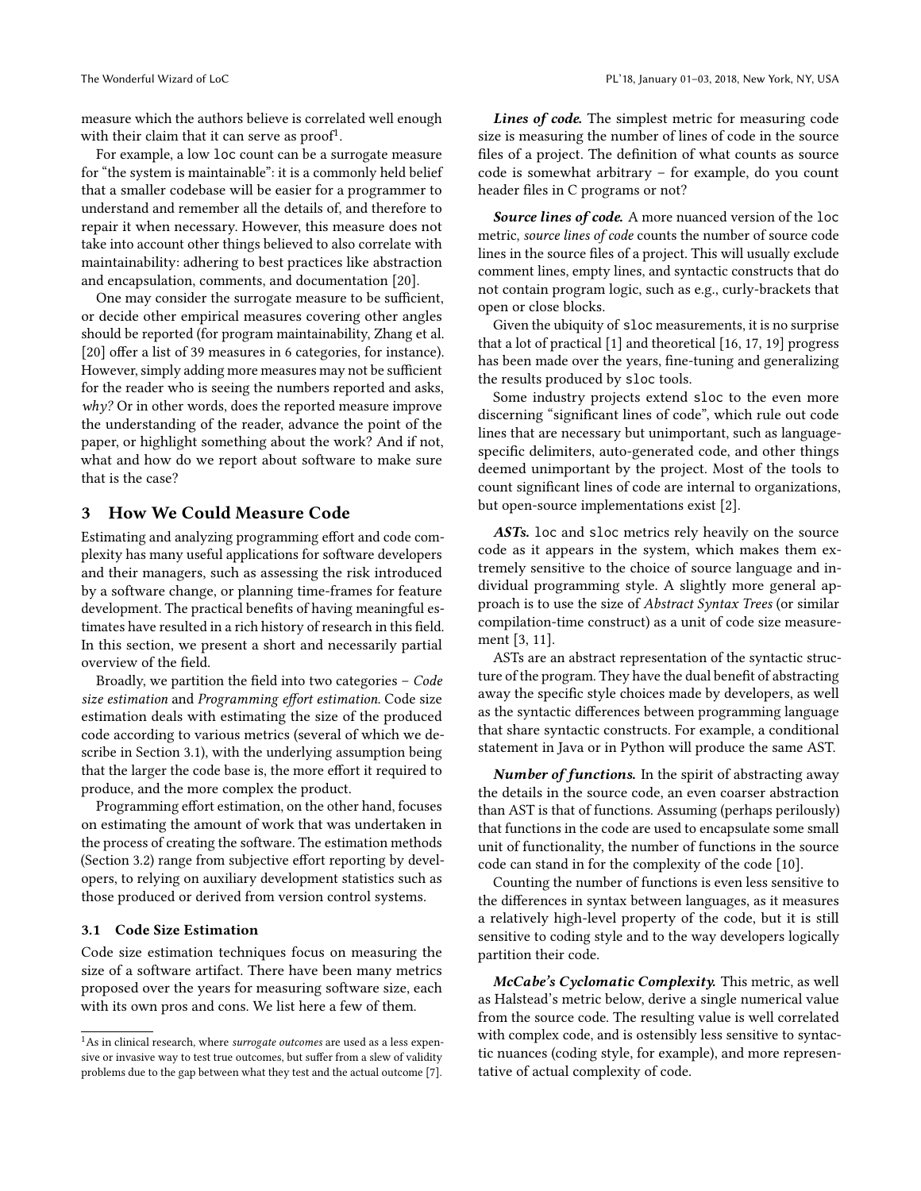measure which the authors believe is correlated well enough with their claim that it can serve as proof[1].

For example, a low `loc` count can be a surrogate measure for "the system is maintainable": it is a commonly held belief that a smaller codebase will be easier for a programmer to understand and remember all the details of, and therefore to repair it when necessary. However, this measure does not take into account other things believed to also correlate with maintainability: adhering to best practices like abstraction and encapsulation, comments, and documentation [20].

One may consider the surrogate measure to be sufficient, or decide other empirical measures covering other angles should be reported (for program maintainability, Zhang et al. [20] offer a list of 39 measures in 6 categories, for instance). However, simply adding more measures may not be sufficient for the reader who is seeing the numbers reported and asks, *why?* Or in other words, does the reported measure improve the understanding of the reader, advance the point of the paper, or highlight something about the work? And if not, what and how do we report about software to make sure that is the case?

## 3 How We Could Measure Code

Estimating and analyzing programming effort and code complexity has many useful applications for software developers and their managers, such as assessing the risk introduced by a software change, or planning time-frames for feature development. The practical benefits of having meaningful estimates have resulted in a rich history of research in this field. In this section, we present a short and necessarily partial overview of the field.

Broadly, we partition the field into two categories – *Code size estimation* and *Programming effort estimation*. Code size estimation deals with estimating the size of the produced code according to various metrics (several of which we describe in Section 3.1), with the underlying assumption being that the larger the code base is, the more effort it required to produce, and the more complex the product.

Programming effort estimation, on the other hand, focuses on estimating the amount of work that was undertaken in the process of creating the software. The estimation methods (Section 3.2) range from subjective effort reporting by developers, to relying on auxiliary development statistics such as those produced or derived from version control systems.

### 3.1 Code Size Estimation

Code size estimation techniques focus on measuring the size of a software artifact. There have been many metrics proposed over the years for measuring software size, each with its own pros and cons. We list here a few of them.

[1] As in clinical research, where *surrogate outcomes* are used as a less expensive or invasive way to test true outcomes, but suffer from a slew of validity problems due to the gap between what they test and the actual outcome [7].

***Lines of code.*** The simplest metric for measuring code size is measuring the number of lines of code in the source files of a project. The definition of what counts as source code is somewhat arbitrary – for example, do you count header files in C programs or not?

***Source lines of code.*** A more nuanced version of the `loc` metric, *source lines of code* counts the number of source code lines in the source files of a project. This will usually exclude comment lines, empty lines, and syntactic constructs that do not contain program logic, such as e.g., curly-brackets that open or close blocks.

Given the ubiquity of `sloc` measurements, it is no surprise that a lot of practical [1] and theoretical [16, 17, 19] progress has been made over the years, fine-tuning and generalizing the results produced by `sloc` tools.

Some industry projects extend `sloc` to the even more discerning "significant lines of code", which rule out code lines that are necessary but unimportant, such as language-specific delimiters, auto-generated code, and other things deemed unimportant by the project. Most of the tools to count significant lines of code are internal to organizations, but open-source implementations exist [2].

***ASTs.*** `loc` and `sloc` metrics rely heavily on the source code as it appears in the system, which makes them extremely sensitive to the choice of source language and individual programming style. A slightly more general approach is to use the size of *Abstract Syntax Trees* (or similar compilation-time construct) as a unit of code size measurement [3, 11].

ASTs are an abstract representation of the syntactic structure of the program. They have the dual benefit of abstracting away the specific style choices made by developers, as well as the syntactic differences between programming language that share syntactic constructs. For example, a conditional statement in Java or in Python will produce the same AST.

***Number of functions.*** In the spirit of abstracting away the details in the source code, an even coarser abstraction than AST is that of functions. Assuming (perhaps perilously) that functions in the code are used to encapsulate some small unit of functionality, the number of functions in the source code can stand in for the complexity of the code [10].

Counting the number of functions is even less sensitive to the differences in syntax between languages, as it measures a relatively high-level property of the code, but it is still sensitive to coding style and to the way developers logically partition their code.

***McCabe's Cyclomatic Complexity.*** This metric, as well as Halstead's metric below, derive a single numerical value from the source code. The resulting value is well correlated with complex code, and is ostensibly less sensitive to syntactic nuances (coding style, for example), and more representative of actual complexity of code.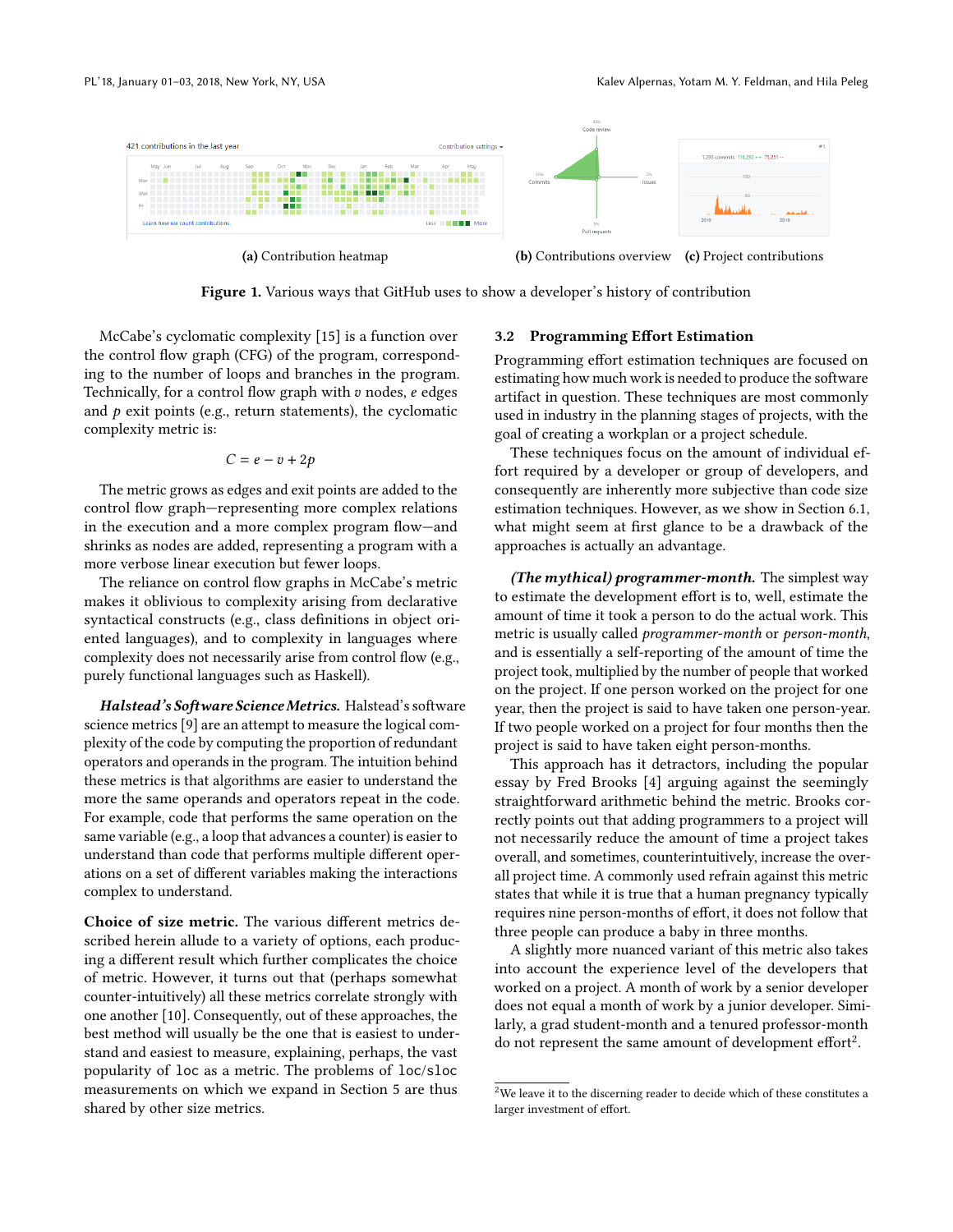(a) Contribution heatmap

(b) Contributions overview

(c) Project contributions

**Figure 1.** Various ways that GitHub uses to show a developer's history of contribution

McCabe's cyclomatic complexity [15] is a function over the control flow graph (CFG) of the program, corresponding to the number of loops and branches in the program. Technically, for a control flow graph with $v$ nodes, $e$ edges and $p$ exit points (e.g., return statements), the cyclomatic complexity metric is:

$$C = e - v + 2p$$

The metric grows as edges and exit points are added to the control flow graph—representing more complex relations in the execution and a more complex program flow—and shrinks as nodes are added, representing a program with a more verbose linear execution but fewer loops.

The reliance on control flow graphs in McCabe's metric makes it oblivious to complexity arising from declarative syntactical constructs (e.g., class definitions in object oriented languages), and to complexity in languages where complexity does not necessarily arise from control flow (e.g., purely functional languages such as Haskell).

***Halstead's Software Science Metrics.*** Halstead's software science metrics [9] are an attempt to measure the logical complexity of the code by computing the proportion of redundant operators and operands in the program. The intuition behind these metrics is that algorithms are easier to understand the more the same operands and operators repeat in the code. For example, code that performs the same operation on the same variable (e.g., a loop that advances a counter) is easier to understand than code that performs multiple different operations on a set of different variables making the interactions complex to understand.

**Choice of size metric.** The various different metrics described herein allude to a variety of options, each producing a different result which further complicates the choice of metric. However, it turns out that (perhaps somewhat counter-intuitively) all these metrics correlate strongly with one another [10]. Consequently, out of these approaches, the best method will usually be the one that is easiest to understand and easiest to measure, explaining, perhaps, the vast popularity of `loc` as a metric. The problems of `loc`/`sloc` measurements on which we expand in Section 5 are thus shared by other size metrics.

## 3.2 Programming Effort Estimation

Programming effort estimation techniques are focused on estimating how much work is needed to produce the software artifact in question. These techniques are most commonly used in industry in the planning stages of projects, with the goal of creating a workplan or a project schedule.

These techniques focus on the amount of individual effort required by a developer or group of developers, and consequently are inherently more subjective than code size estimation techniques. However, as we show in Section 6.1, what might seem at first glance to be a drawback of the approaches is actually an advantage.

***(The mythical) programmer-month.*** The simplest way to estimate the development effort is to, well, estimate the amount of time it took a person to do the actual work. This metric is usually called *programmer-month* or *person-month*, and is essentially a self-reporting of the amount of time the project took, multiplied by the number of people that worked on the project. If one person worked on the project for one year, then the project is said to have taken one person-year. If two people worked on a project for four months then the project is said to have taken eight person-months.

This approach has it detractors, including the popular essay by Fred Brooks [4] arguing against the seemingly straightforward arithmetic behind the metric. Brooks correctly points out that adding programmers to a project will not necessarily reduce the amount of time a project takes overall, and sometimes, counterintuitively, increase the overall project time. A commonly used refrain against this metric states that while it is true that a human pregnancy typically requires nine person-months of effort, it does not follow that three people can produce a baby in three months.

A slightly more nuanced variant of this metric also takes into account the experience level of the developers that worked on a project. A month of work by a senior developer does not equal a month of work by a junior developer. Similarly, a grad student-month and a tenured professor-month do not represent the same amount of development effort[2].

[2] We leave it to the discerning reader to decide which of these constitutes a larger investment of effort.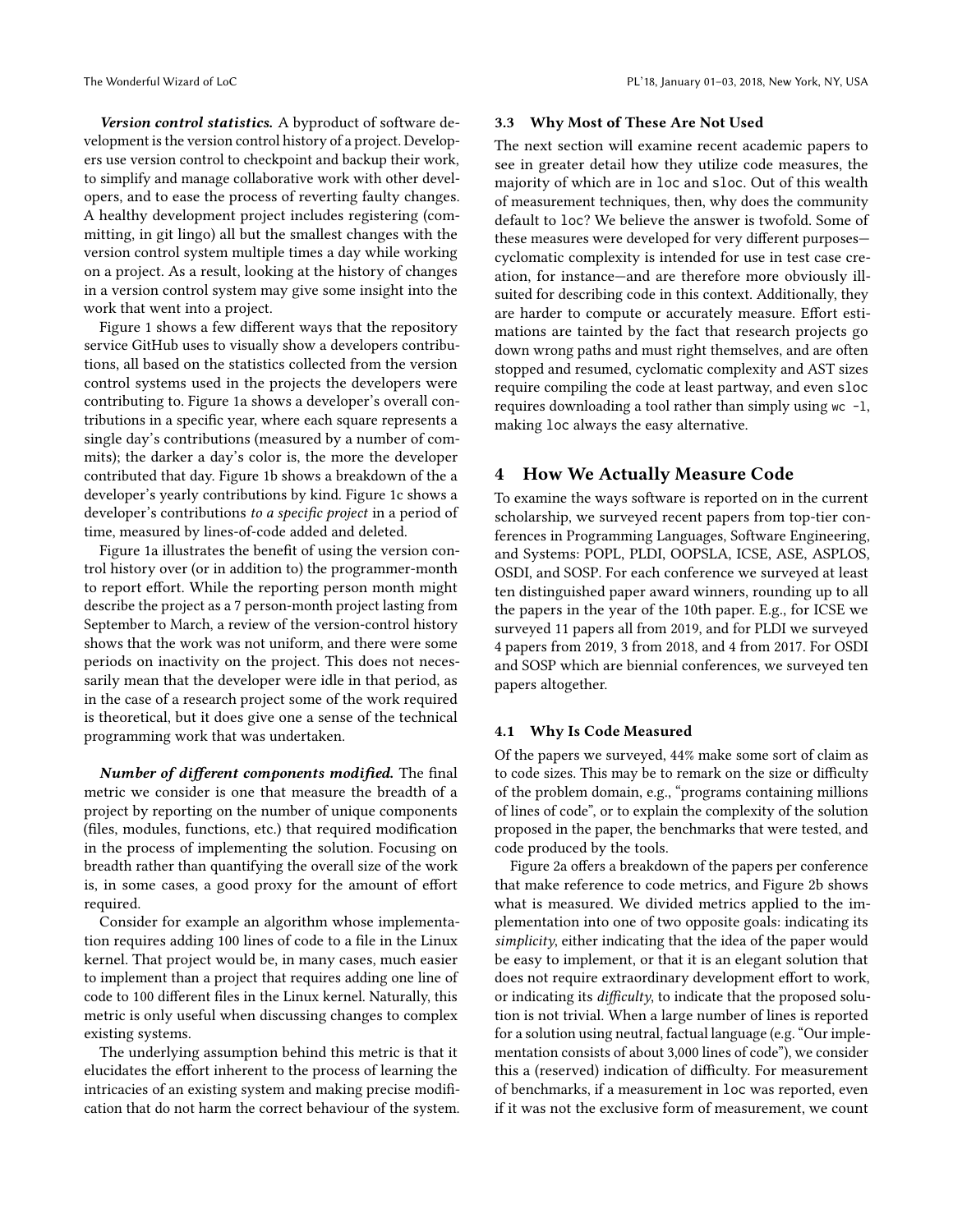***Version control statistics.*** A byproduct of software development is the version control history of a project. Developers use version control to checkpoint and backup their work, to simplify and manage collaborative work with other developers, and to ease the process of reverting faulty changes. A healthy development project includes registering (committing, in git lingo) all but the smallest changes with the version control system multiple times a day while working on a project. As a result, looking at the history of changes in a version control system may give some insight into the work that went into a project.

Figure 1 shows a few different ways that the repository service GitHub uses to visually show a developers contributions, all based on the statistics collected from the version control systems used in the projects the developers were contributing to. Figure 1a shows a developer's overall contributions in a specific year, where each square represents a single day's contributions (measured by a number of commits); the darker a day's color is, the more the developer contributed that day. Figure 1b shows a breakdown of the a developer's yearly contributions by kind. Figure 1c shows a developer's contributions *to a specific project* in a period of time, measured by lines-of-code added and deleted.

Figure 1a illustrates the benefit of using the version control history over (or in addition to) the programmer-month to report effort. While the reporting person month might describe the project as a 7 person-month project lasting from September to March, a review of the version-control history shows that the work was not uniform, and there were some periods on inactivity on the project. This does not necessarily mean that the developer were idle in that period, as in the case of a research project some of the work required is theoretical, but it does give one a sense of the technical programming work that was undertaken.

***Number of different components modified.*** The final metric we consider is one that measure the breadth of a project by reporting on the number of unique components (files, modules, functions, etc.) that required modification in the process of implementing the solution. Focusing on breadth rather than quantifying the overall size of the work is, in some cases, a good proxy for the amount of effort required.

Consider for example an algorithm whose implementation requires adding 100 lines of code to a file in the Linux kernel. That project would be, in many cases, much easier to implement than a project that requires adding one line of code to 100 different files in the Linux kernel. Naturally, this metric is only useful when discussing changes to complex existing systems.

The underlying assumption behind this metric is that it elucidates the effort inherent to the process of learning the intricacies of an existing system and making precise modification that do not harm the correct behaviour of the system.

### 3.3 Why Most of These Are Not Used

The next section will examine recent academic papers to see in greater detail how they utilize code measures, the majority of which are in `loc` and `sloc`. Out of this wealth of measurement techniques, then, why does the community default to `loc`? We believe the answer is twofold. Some of these measures were developed for very different purposes—cyclomatic complexity is intended for use in test case creation, for instance—and are therefore more obviously ill-suited for describing code in this context. Additionally, they are harder to compute or accurately measure. Effort estimations are tainted by the fact that research projects go down wrong paths and must right themselves, and are often stopped and resumed, cyclomatic complexity and AST sizes require compiling the code at least partway, and even `sloc` requires downloading a tool rather than simply using `wc -l`, making `loc` always the easy alternative.

## 4 How We Actually Measure Code

To examine the ways software is reported on in the current scholarship, we surveyed recent papers from top-tier conferences in Programming Languages, Software Engineering, and Systems: POPL, PLDI, OOPSLA, ICSE, ASE, ASPLOS, OSDI, and SOSP. For each conference we surveyed at least ten distinguished paper award winners, rounding up to all the papers in the year of the 10th paper. E.g., for ICSE we surveyed 11 papers all from 2019, and for PLDI we surveyed 4 papers from 2019, 3 from 2018, and 4 from 2017. For OSDI and SOSP which are biennial conferences, we surveyed ten papers altogether.

### 4.1 Why Is Code Measured

Of the papers we surveyed, 44% make some sort of claim as to code sizes. This may be to remark on the size or difficulty of the problem domain, e.g., "programs containing millions of lines of code", or to explain the complexity of the solution proposed in the paper, the benchmarks that were tested, and code produced by the tools.

Figure 2a offers a breakdown of the papers per conference that make reference to code metrics, and Figure 2b shows what is measured. We divided metrics applied to the implementation into one of two opposite goals: indicating its *simplicity*, either indicating that the idea of the paper would be easy to implement, or that it is an elegant solution that does not require extraordinary development effort to work, or indicating its *difficulty*, to indicate that the proposed solution is not trivial. When a large number of lines is reported for a solution using neutral, factual language (e.g. "Our implementation consists of about 3,000 lines of code"), we consider this a (reserved) indication of difficulty. For measurement of benchmarks, if a measurement in `loc` was reported, even if it was not the exclusive form of measurement, we count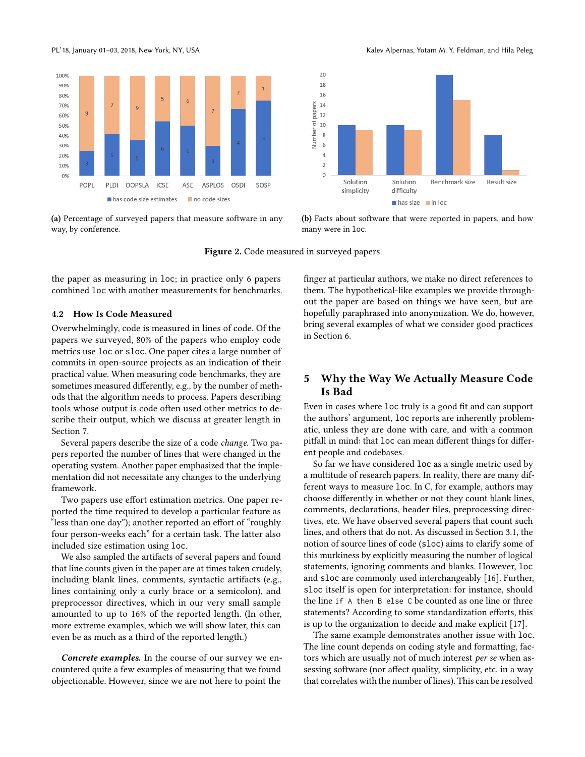(a) Percentage of surveyed papers that measure software in any way, by conference.

(b) Facts about software that were reported in papers, and how many were in loc.

**Figure 2.** Code measured in surveyed papers

the paper as measuring in loc; in practice only 6 papers combined loc with another measurements for benchmarks.

### 4.2 How Is Code Measured

Overwhelmingly, code is measured in lines of code. Of the papers we surveyed, 80% of the papers who employ code metrics use loc or sloc. One paper cites a large number of commits in open-source projects as an indication of their practical value. When measuring code benchmarks, they are sometimes measured differently, e.g., by the number of methods that the algorithm needs to process. Papers describing tools whose output is code often used other metrics to describe their output, which we discuss at greater length in Section 7.

Several papers describe the size of a code *change*. Two papers reported the number of lines that were changed in the operating system. Another paper emphasized that the implementation did not necessitate any changes to the underlying framework.

Two papers use effort estimation metrics. One paper reported the time required to develop a particular feature as "less than one day"); another reported an effort of "roughly four person-weeks each" for a certain task. The latter also included size estimation using loc.

We also sampled the artifacts of several papers and found that line counts given in the paper are at times taken crudely, including blank lines, comments, syntactic artifacts (e.g., lines containing only a curly brace or a semicolon), and preprocessor directives, which in our very small sample amounted to up to 16% of the reported length. (In other, more extreme examples, which we will show later, this can even be as much as a third of the reported length.)

***Concrete examples.*** In the course of our survey we encountered quite a few examples of measuring that we found objectionable. However, since we are not here to point the finger at particular authors, we make no direct references to them. The hypothetical-like examples we provide throughout the paper are based on things we have seen, but are hopefully paraphrased into anonymization. We do, however, bring several examples of what we consider good practices in Section 6.

## 5 Why the Way We Actually Measure Code Is Bad

Even in cases where loc truly is a good fit and can support the authors' argument, loc reports are inherently problematic, unless they are done with care, and with a common pitfall in mind: that loc can mean different things for different people and codebases.

So far we have considered loc as a single metric used by a multitude of research papers. In reality, there are many different ways to measure loc. In C, for example, authors may choose differently in whether or not they count blank lines, comments, declarations, header files, preprocessing directives, etc. We have observed several papers that count such lines, and others that do not. As discussed in Section 3.1, the notion of source lines of code (sloc) aims to clarify some of this murkiness by explicitly measuring the number of logical statements, ignoring comments and blanks. However, loc and sloc are commonly used interchangeably [16]. Further, sloc itself is open for interpretation: for instance, should the line `if A then B else C` be counted as one line or three statements? According to some standardization efforts, this is up to the organization to decide and make explicit [17].

The same example demonstrates another issue with loc. The line count depends on coding style and formatting, factors which are usually not of much interest *per se* when assessing software (nor affect quality, simplicity, etc. in a way that correlates with the number of lines). This can be resolved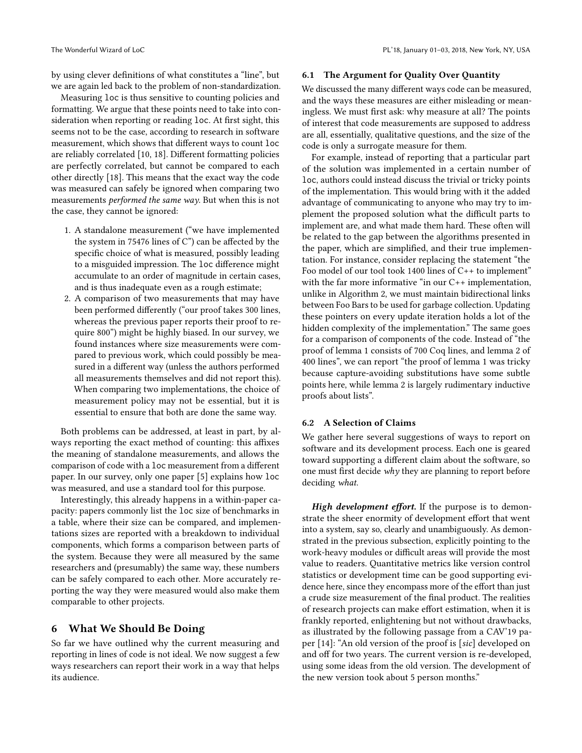by using clever definitions of what constitutes a "line", but we are again led back to the problem of non-standardization.

Measuring `loc` is thus sensitive to counting policies and formatting. We argue that these points need to take into consideration when reporting or reading `loc`. At first sight, this seems not to be the case, according to research in software measurement, which shows that different ways to count `loc` are reliably correlated [10, 18]. Different formatting policies are perfectly correlated, but cannot be compared to each other directly [18]. This means that the exact way the code was measured can safely be ignored when comparing two measurements *performed the same way*. But when this is not the case, they cannot be ignored:

1. A standalone measurement ("we have implemented the system in 75476 lines of C") can be affected by the specific choice of what is measured, possibly leading to a misguided impression. The `loc` difference might accumulate to an order of magnitude in certain cases, and is thus inadequate even as a rough estimate;
2. A comparison of two measurements that may have been performed differently ("our proof takes 300 lines, whereas the previous paper reports their proof to require 800") might be highly biased. In our survey, we found instances where size measurements were compared to previous work, which could possibly be measured in a different way (unless the authors performed all measurements themselves and did not report this). When comparing two implementations, the choice of measurement policy may not be essential, but it is essential to ensure that both are done the same way.

Both problems can be addressed, at least in part, by always reporting the exact method of counting: this affixes the meaning of standalone measurements, and allows the comparison of code with a `loc` measurement from a different paper. In our survey, only one paper [5] explains how `loc` was measured, and use a standard tool for this purpose.

Interestingly, this already happens in a within-paper capacity: papers commonly list the `loc` size of benchmarks in a table, where their size can be compared, and implementations sizes are reported with a breakdown to individual components, which forms a comparison between parts of the system. Because they were all measured by the same researchers and (presumably) the same way, these numbers can be safely compared to each other. More accurately reporting the way they were measured would also make them comparable to other projects.

# 6 What We Should Be Doing

So far we have outlined why the current measuring and reporting in lines of code is not ideal. We now suggest a few ways researchers can report their work in a way that helps its audience.

## 6.1 The Argument for Quality Over Quantity

We discussed the many different ways code can be measured, and the ways these measures are either misleading or meaningless. We must first ask: why measure at all? The points of interest that code measurements are supposed to address are all, essentially, qualitative questions, and the size of the code is only a surrogate measure for them.

For example, instead of reporting that a particular part of the solution was implemented in a certain number of `loc`, authors could instead discuss the trivial or tricky points of the implementation. This would bring with it the added advantage of communicating to anyone who may try to implement the proposed solution what the difficult parts to implement are, and what made them hard. These often will be related to the gap between the algorithms presented in the paper, which are simplified, and their true implementation. For instance, consider replacing the statement "the Foo model of our tool took 1400 lines of C++ to implement" with the far more informative "in our C++ implementation, unlike in Algorithm 2, we must maintain bidirectional links between Foo Bars to be used for garbage collection. Updating these pointers on every update iteration holds a lot of the hidden complexity of the implementation." The same goes for a comparison of components of the code. Instead of "the proof of lemma 1 consists of 700 Coq lines, and lemma 2 of 400 lines", we can report "the proof of lemma 1 was tricky because capture-avoiding substitutions have some subtle points here, while lemma 2 is largely rudimentary inductive proofs about lists".

## 6.2 A Selection of Claims

We gather here several suggestions of ways to report on software and its development process. Each one is geared toward supporting a different claim about the software, so one must first decide *why* they are planning to report before deciding *what*.

***High development effort.*** If the purpose is to demonstrate the sheer enormity of development effort that went into a system, say so, clearly and unambiguously. As demonstrated in the previous subsection, explicitly pointing to the work-heavy modules or difficult areas will provide the most value to readers. Quantitative metrics like version control statistics or development time can be good supporting evidence here, since they encompass more of the effort than just a crude size measurement of the final product. The realities of research projects can make effort estimation, when it is frankly reported, enlightening but not without drawbacks, as illustrated by the following passage from a CAV'19 paper [14]: "An old version of the proof is [*sic*] developed on and off for two years. The current version is re-developed, using some ideas from the old version. The development of the new version took about 5 person months."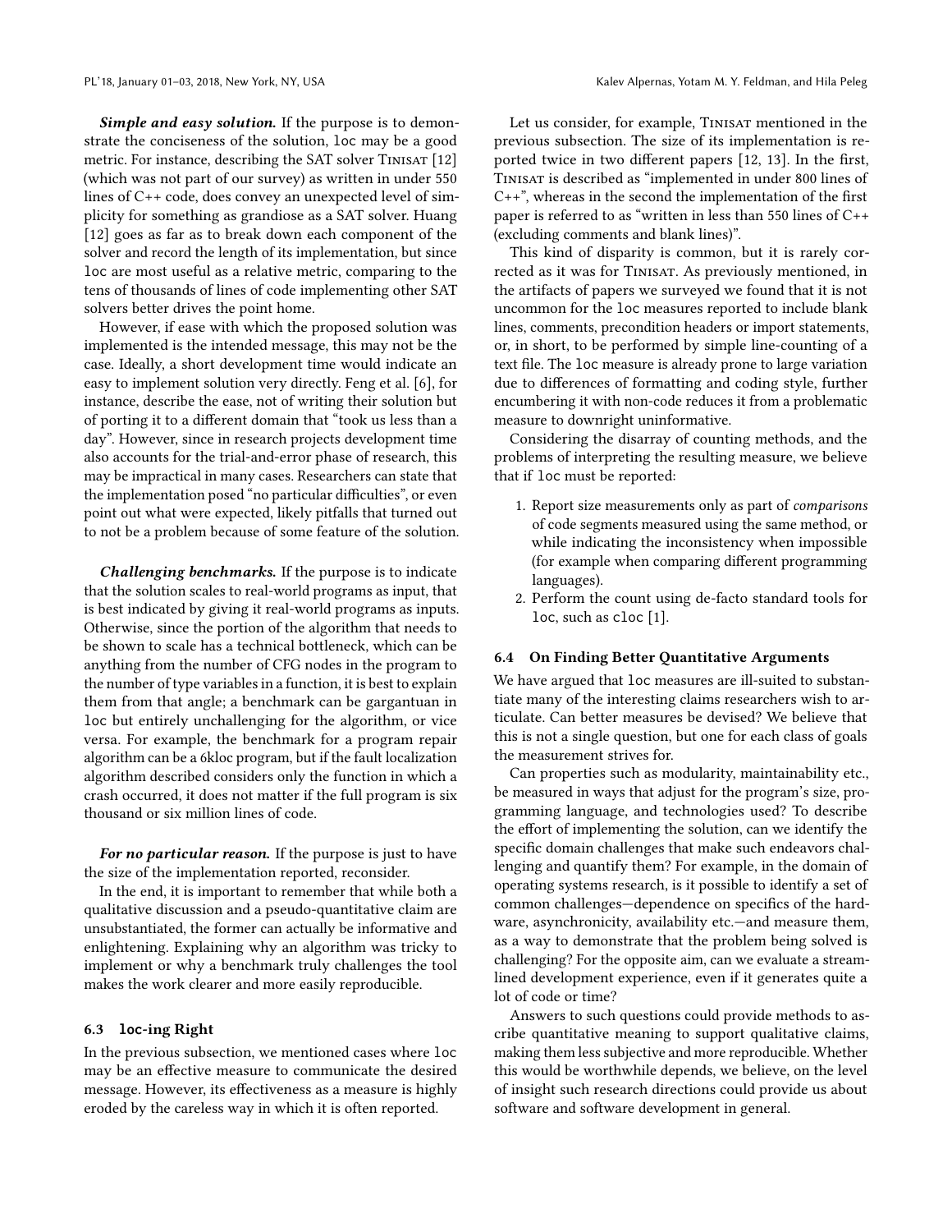***Simple and easy solution.*** If the purpose is to demonstrate the conciseness of the solution, `loc` may be a good metric. For instance, describing the SAT solver TINISAT [12] (which was not part of our survey) as written in under 550 lines of C++ code, does convey an unexpected level of simplicity for something as grandiose as a SAT solver. Huang [12] goes as far as to break down each component of the solver and record the length of its implementation, but since `loc` are most useful as a relative metric, comparing to the tens of thousands of lines of code implementing other SAT solvers better drives the point home.

However, if ease with which the proposed solution was implemented is the intended message, this may not be the case. Ideally, a short development time would indicate an easy to implement solution very directly. Feng et al. [6], for instance, describe the ease, not of writing their solution but of porting it to a different domain that "took us less than a day". However, since in research projects development time also accounts for the trial-and-error phase of research, this may be impractical in many cases. Researchers can state that the implementation posed "no particular difficulties", or even point out what were expected, likely pitfalls that turned out to not be a problem because of some feature of the solution.

***Challenging benchmarks.*** If the purpose is to indicate that the solution scales to real-world programs as input, that is best indicated by giving it real-world programs as inputs. Otherwise, since the portion of the algorithm that needs to be shown to scale has a technical bottleneck, which can be anything from the number of CFG nodes in the program to the number of type variables in a function, it is best to explain them from that angle; a benchmark can be gargantuan in `loc` but entirely unchallenging for the algorithm, or vice versa. For example, the benchmark for a program repair algorithm can be a 6kloc program, but if the fault localization algorithm described considers only the function in which a crash occurred, it does not matter if the full program is six thousand or six million lines of code.

***For no particular reason.*** If the purpose is just to have the size of the implementation reported, reconsider.

In the end, it is important to remember that while both a qualitative discussion and a pseudo-quantitative claim are unsubstantiated, the former can actually be informative and enlightening. Explaining why an algorithm was tricky to implement or why a benchmark truly challenges the tool makes the work clearer and more easily reproducible.

### 6.3 `loc`-ing Right

In the previous subsection, we mentioned cases where `loc` may be an effective measure to communicate the desired message. However, its effectiveness as a measure is highly eroded by the careless way in which it is often reported.

Let us consider, for example, TINISAT mentioned in the previous subsection. The size of its implementation is reported twice in two different papers [12, 13]. In the first, TINISAT is described as "implemented in under 800 lines of C++", whereas in the second the implementation of the first paper is referred to as "written in less than 550 lines of C++ (excluding comments and blank lines)".

This kind of disparity is common, but it is rarely corrected as it was for TINISAT. As previously mentioned, in the artifacts of papers we surveyed we found that it is not uncommon for the `loc` measures reported to include blank lines, comments, precondition headers or import statements, or, in short, to be performed by simple line-counting of a text file. The `loc` measure is already prone to large variation due to differences of formatting and coding style, further encumbering it with non-code reduces it from a problematic measure to downright uninformative.

Considering the disarray of counting methods, and the problems of interpreting the resulting measure, we believe that if `loc` must be reported:

1. Report size measurements only as part of *comparisons* of code segments measured using the same method, or while indicating the inconsistency when impossible (for example when comparing different programming languages).
2. Perform the count using de-facto standard tools for `loc`, such as `cloc` [1].

### 6.4 On Finding Better Quantitative Arguments

We have argued that `loc` measures are ill-suited to substantiate many of the interesting claims researchers wish to articulate. Can better measures be devised? We believe that this is not a single question, but one for each class of goals the measurement strives for.

Can properties such as modularity, maintainability etc., be measured in ways that adjust for the program's size, programming language, and technologies used? To describe the effort of implementing the solution, can we identify the specific domain challenges that make such endeavors challenging and quantify them? For example, in the domain of operating systems research, is it possible to identify a set of common challenges—dependence on specifics of the hardware, asynchronicity, availability etc.—and measure them, as a way to demonstrate that the problem being solved is challenging? For the opposite aim, can we evaluate a streamlined development experience, even if it generates quite a lot of code or time?

Answers to such questions could provide methods to ascribe quantitative meaning to support qualitative claims, making them less subjective and more reproducible. Whether this would be worthwhile depends, we believe, on the level of insight such research directions could provide us about software and software development in general.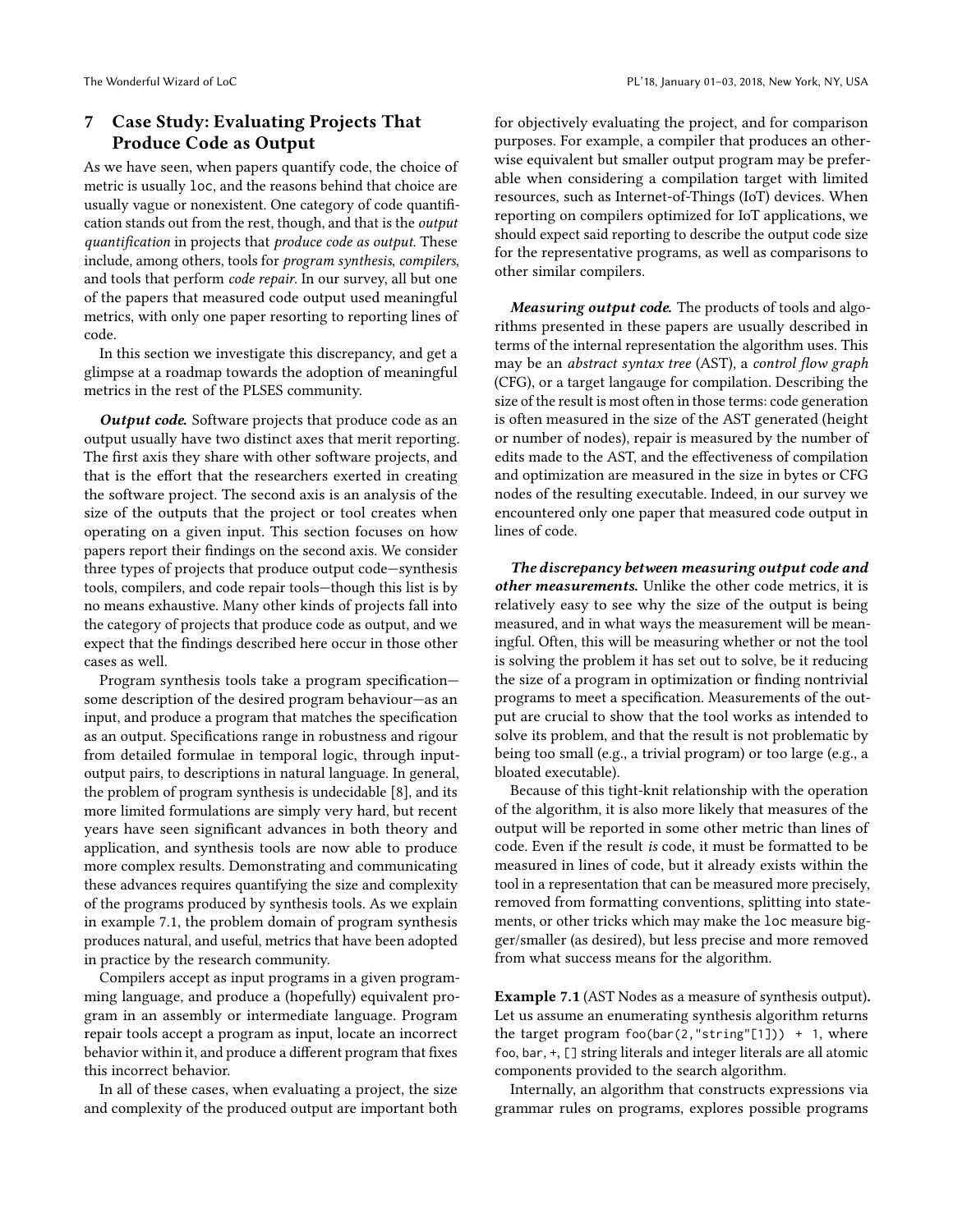## 7 Case Study: Evaluating Projects That Produce Code as Output

As we have seen, when papers quantify code, the choice of metric is usually `loc`, and the reasons behind that choice are usually vague or nonexistent. One category of code quantification stands out from the rest, though, and that is the *output quantification* in projects that *produce code as output*. These include, among others, tools for *program synthesis*, *compilers*, and tools that perform *code repair*. In our survey, all but one of the papers that measured code output used meaningful metrics, with only one paper resorting to reporting lines of code.

In this section we investigate this discrepancy, and get a glimpse at a roadmap towards the adoption of meaningful metrics in the rest of the PLSES community.

***Output code.*** Software projects that produce code as an output usually have two distinct axes that merit reporting. The first axis they share with other software projects, and that is the effort that the researchers exerted in creating the software project. The second axis is an analysis of the size of the outputs that the project or tool creates when operating on a given input. This section focuses on how papers report their findings on the second axis. We consider three types of projects that produce output code—synthesis tools, compilers, and code repair tools—though this list is by no means exhaustive. Many other kinds of projects fall into the category of projects that produce code as output, and we expect that the findings described here occur in those other cases as well.

Program synthesis tools take a program specification—some description of the desired program behaviour—as an input, and produce a program that matches the specification as an output. Specifications range in robustness and rigour from detailed formulae in temporal logic, through input-output pairs, to descriptions in natural language. In general, the problem of program synthesis is undecidable [8], and its more limited formulations are simply very hard, but recent years have seen significant advances in both theory and application, and synthesis tools are now able to produce more complex results. Demonstrating and communicating these advances requires quantifying the size and complexity of the programs produced by synthesis tools. As we explain in example 7.1, the problem domain of program synthesis produces natural, and useful, metrics that have been adopted in practice by the research community.

Compilers accept as input programs in a given programming language, and produce a (hopefully) equivalent program in an assembly or intermediate language. Program repair tools accept a program as input, locate an incorrect behavior within it, and produce a different program that fixes this incorrect behavior.

In all of these cases, when evaluating a project, the size and complexity of the produced output are important both for objectively evaluating the project, and for comparison purposes. For example, a compiler that produces an otherwise equivalent but smaller output program may be preferable when considering a compilation target with limited resources, such as Internet-of-Things (IoT) devices. When reporting on compilers optimized for IoT applications, we should expect said reporting to describe the output code size for the representative programs, as well as comparisons to other similar compilers.

***Measuring output code.*** The products of tools and algorithms presented in these papers are usually described in terms of the internal representation the algorithm uses. This may be an *abstract syntax tree* (AST), a *control flow graph* (CFG), or a target langauge for compilation. Describing the size of the result is most often in those terms: code generation is often measured in the size of the AST generated (height or number of nodes), repair is measured by the number of edits made to the AST, and the effectiveness of compilation and optimization are measured in the size in bytes or CFG nodes of the resulting executable. Indeed, in our survey we encountered only one paper that measured code output in lines of code.

***The discrepancy between measuring output code and other measurements.*** Unlike the other code metrics, it is relatively easy to see why the size of the output is being measured, and in what ways the measurement will be meaningful. Often, this will be measuring whether or not the tool is solving the problem it has set out to solve, be it reducing the size of a program in optimization or finding nontrivial programs to meet a specification. Measurements of the output are crucial to show that the tool works as intended to solve its problem, and that the result is not problematic by being too small (e.g., a trivial program) or too large (e.g., a bloated executable).

Because of this tight-knit relationship with the operation of the algorithm, it is also more likely that measures of the output will be reported in some other metric than lines of code. Even if the result *is* code, it must be formatted to be measured in lines of code, but it already exists within the tool in a representation that can be measured more precisely, removed from formatting conventions, splitting into statements, or other tricks which may make the `loc` measure bigger/smaller (as desired), but less precise and more removed from what success means for the algorithm.

**Example 7.1** (AST Nodes as a measure of synthesis output)**.** Let us assume an enumerating synthesis algorithm returns the target program `foo(bar(2,"string"[1])) + 1`, where `foo`, `bar`, `+`, `[]` string literals and integer literals are all atomic components provided to the search algorithm.

Internally, an algorithm that constructs expressions via grammar rules on programs, explores possible programs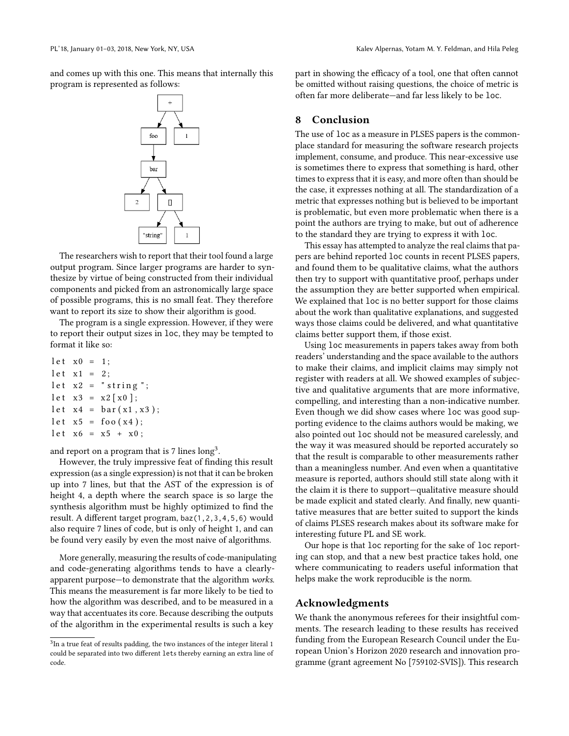and comes up with this one. This means that internally this program is represented as follows:

```
            +
          /   \
        foo    1
         |
        bar
       /   \
      2     []
           /   \
     "string"   1
```

The researchers wish to report that their tool found a large output program. Since larger programs are harder to synthesize by virtue of being constructed from their individual components and picked from an astronomically large space of possible programs, this is no small feat. They therefore want to report its size to show their algorithm is good.

The program is a single expression. However, if they were to report their output sizes in loc, they may be tempted to format it like so:

```
let x0 = 1;
let x1 = 2;
let x2 = "string";
let x3 = x2[x0];
let x4 = bar(x1, x3);
let x5 = foo(x4);
let x6 = x5 + x0;
```

and report on a program that is 7 lines long[3].

However, the truly impressive feat of finding this result expression (as a single expression) is not that it can be broken up into 7 lines, but that the AST of the expression is of height 4, a depth where the search space is so large the synthesis algorithm must be highly optimized to find the result. A different target program, `baz(1,2,3,4,5,6)` would also require 7 lines of code, but is only of height 1, and can be found very easily by even the most naive of algorithms.

More generally, measuring the results of code-manipulating and code-generating algorithms tends to have a clearly-apparent purpose—to demonstrate that the algorithm *works*. This means the measurement is far more likely to be tied to how the algorithm was described, and to be measured in a way that accentuates its core. Because describing the outputs of the algorithm in the experimental results is such a key part in showing the efficacy of a tool, one that often cannot be omitted without raising questions, the choice of metric is often far more deliberate—and far less likely to be loc.

[3] In a true feat of results padding, the two instances of the integer literal 1 could be separated into two different lets thereby earning an extra line of code.

## 8 Conclusion

The use of loc as a measure in PLSES papers is the commonplace standard for measuring the software research projects implement, consume, and produce. This near-excessive use is sometimes there to express that something is hard, other times to express that it is easy, and more often than should be the case, it expresses nothing at all. The standardization of a metric that expresses nothing but is believed to be important is problematic, but even more problematic when there is a point the authors are trying to make, but out of adherence to the standard they are trying to express it with loc.

This essay has attempted to analyze the real claims that papers are behind reported loc counts in recent PLSES papers, and found them to be qualitative claims, what the authors then try to support with quantitative proof, perhaps under the assumption they are better supported when empirical. We explained that loc is no better support for those claims about the work than qualitative explanations, and suggested ways those claims could be delivered, and what quantitative claims better support them, if those exist.

Using loc measurements in papers takes away from both readers' understanding and the space available to the authors to make their claims, and implicit claims may simply not register with readers at all. We showed examples of subjective and qualitative arguments that are more informative, compelling, and interesting than a non-indicative number. Even though we did show cases where loc was good supporting evidence to the claims authors would be making, we also pointed out loc should not be measured carelessly, and the way it was measured should be reported accurately so that the result is comparable to other measurements rather than a meaningless number. And even when a quantitative measure is reported, authors should still state along with it the claim it is there to support—qualitative measure should be made explicit and stated clearly. And finally, new quantitative measures that are better suited to support the kinds of claims PLSES research makes about its software make for interesting future PL and SE work.

Our hope is that loc reporting for the sake of loc reporting can stop, and that a new best practice takes hold, one where communicating to readers useful information that helps make the work reproducible is the norm.

## Acknowledgments

We thank the anonymous referees for their insightful comments. The research leading to these results has received funding from the European Research Council under the European Union's Horizon 2020 research and innovation programme (grant agreement No [759102-SVIS]). This research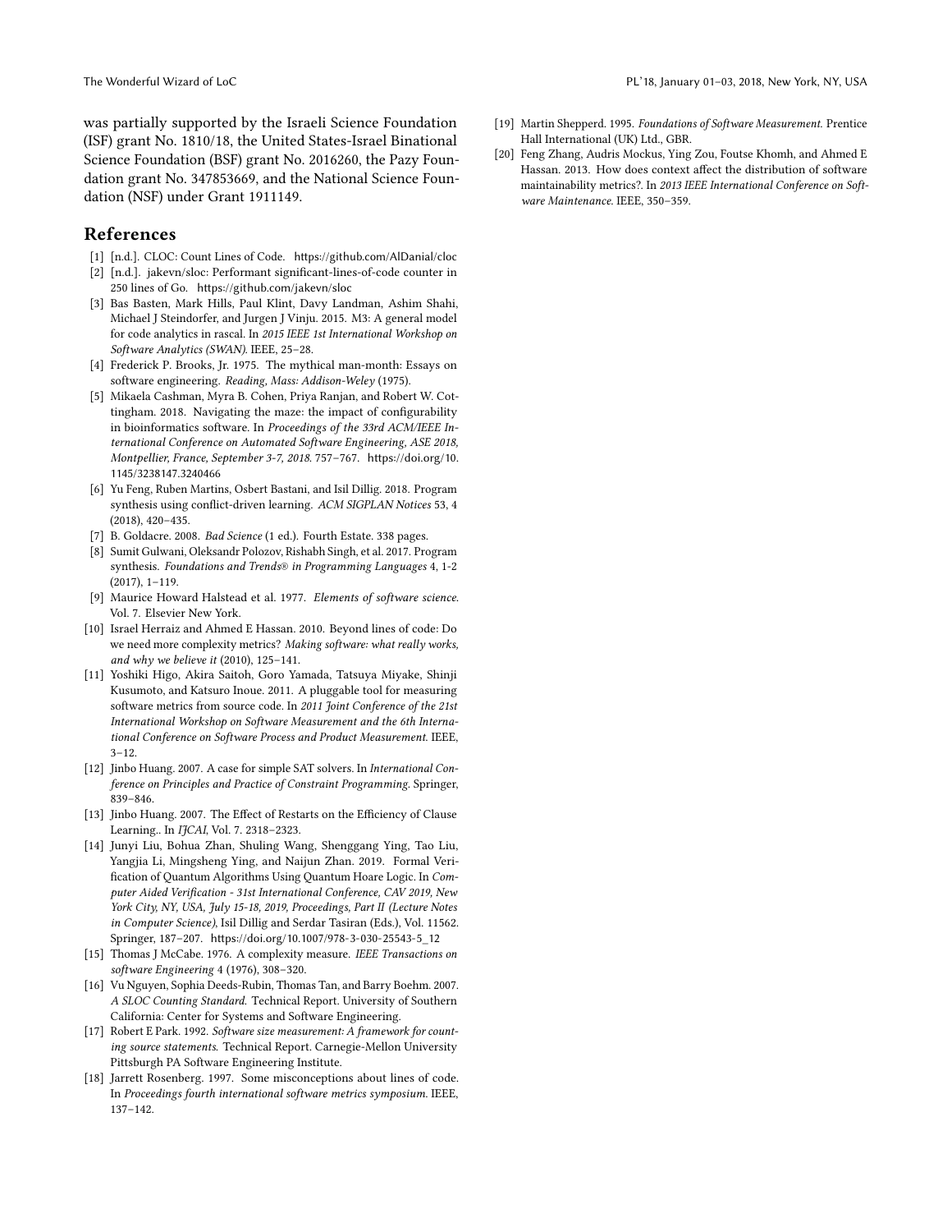was partially supported by the Israeli Science Foundation (ISF) grant No. 1810/18, the United States-Israel Binational Science Foundation (BSF) grant No. 2016260, the Pazy Foundation grant No. 347853669, and the National Science Foundation (NSF) under Grant 1911149.

## References

[1] [n.d.]. CLOC: Count Lines of Code. https://github.com/AlDanial/cloc

[2] [n.d.]. jakevn/sloc: Performant significant-lines-of-code counter in 250 lines of Go. https://github.com/jakevn/sloc

[3] Bas Basten, Mark Hills, Paul Klint, Davy Landman, Ashim Shahi, Michael J Steindorfer, and Jurgen J Vinju. 2015. M3: A general model for code analytics in rascal. In *2015 IEEE 1st International Workshop on Software Analytics (SWAN)*. IEEE, 25–28.

[4] Frederick P. Brooks, Jr. 1975. The mythical man-month: Essays on software engineering. *Reading, Mass: Addison-Weley* (1975).

[5] Mikaela Cashman, Myra B. Cohen, Priya Ranjan, and Robert W. Cottingham. 2018. Navigating the maze: the impact of configurability in bioinformatics software. In *Proceedings of the 33rd ACM/IEEE International Conference on Automated Software Engineering, ASE 2018, Montpellier, France, September 3-7, 2018*. 757–767. https://doi.org/10.1145/3238147.3240466

[6] Yu Feng, Ruben Martins, Osbert Bastani, and Isil Dillig. 2018. Program synthesis using conflict-driven learning. *ACM SIGPLAN Notices* 53, 4 (2018), 420–435.

[7] B. Goldacre. 2008. *Bad Science* (1 ed.). Fourth Estate. 338 pages.

[8] Sumit Gulwani, Oleksandr Polozov, Rishabh Singh, et al. 2017. Program synthesis. *Foundations and Trends® in Programming Languages* 4, 1-2 (2017), 1–119.

[9] Maurice Howard Halstead et al. 1977. *Elements of software science*. Vol. 7. Elsevier New York.

[10] Israel Herraiz and Ahmed E Hassan. 2010. Beyond lines of code: Do we need more complexity metrics? *Making software: what really works, and why we believe it* (2010), 125–141.

[11] Yoshiki Higo, Akira Saitoh, Goro Yamada, Tatsuya Miyake, Shinji Kusumoto, and Katsuro Inoue. 2011. A pluggable tool for measuring software metrics from source code. In *2011 Joint Conference of the 21st International Workshop on Software Measurement and the 6th International Conference on Software Process and Product Measurement*. IEEE, 3–12.

[12] Jinbo Huang. 2007. A case for simple SAT solvers. In *International Conference on Principles and Practice of Constraint Programming*. Springer, 839–846.

[13] Jinbo Huang. 2007. The Effect of Restarts on the Efficiency of Clause Learning.. In *IJCAI*, Vol. 7. 2318–2323.

[14] Junyi Liu, Bohua Zhan, Shuling Wang, Shenggang Ying, Tao Liu, Yangjia Li, Mingsheng Ying, and Naijun Zhan. 2019. Formal Verification of Quantum Algorithms Using Quantum Hoare Logic. In *Computer Aided Verification - 31st International Conference, CAV 2019, New York City, NY, USA, July 15-18, 2019, Proceedings, Part II (Lecture Notes in Computer Science)*, Isil Dillig and Serdar Tasiran (Eds.), Vol. 11562. Springer, 187–207. https://doi.org/10.1007/978-3-030-25543-5_12

[15] Thomas J McCabe. 1976. A complexity measure. *IEEE Transactions on software Engineering* 4 (1976), 308–320.

[16] Vu Nguyen, Sophia Deeds-Rubin, Thomas Tan, and Barry Boehm. 2007. *A SLOC Counting Standard*. Technical Report. University of Southern California: Center for Systems and Software Engineering.

[17] Robert E Park. 1992. *Software size measurement: A framework for counting source statements*. Technical Report. Carnegie-Mellon University Pittsburgh PA Software Engineering Institute.

[18] Jarrett Rosenberg. 1997. Some misconceptions about lines of code. In *Proceedings fourth international software metrics symposium*. IEEE, 137–142.

[19] Martin Shepperd. 1995. *Foundations of Software Measurement*. Prentice Hall International (UK) Ltd., GBR.

[20] Feng Zhang, Audris Mockus, Ying Zou, Foutse Khomh, and Ahmed E Hassan. 2013. How does context affect the distribution of software maintainability metrics?. In *2013 IEEE International Conference on Software Maintenance*. IEEE, 350–359.